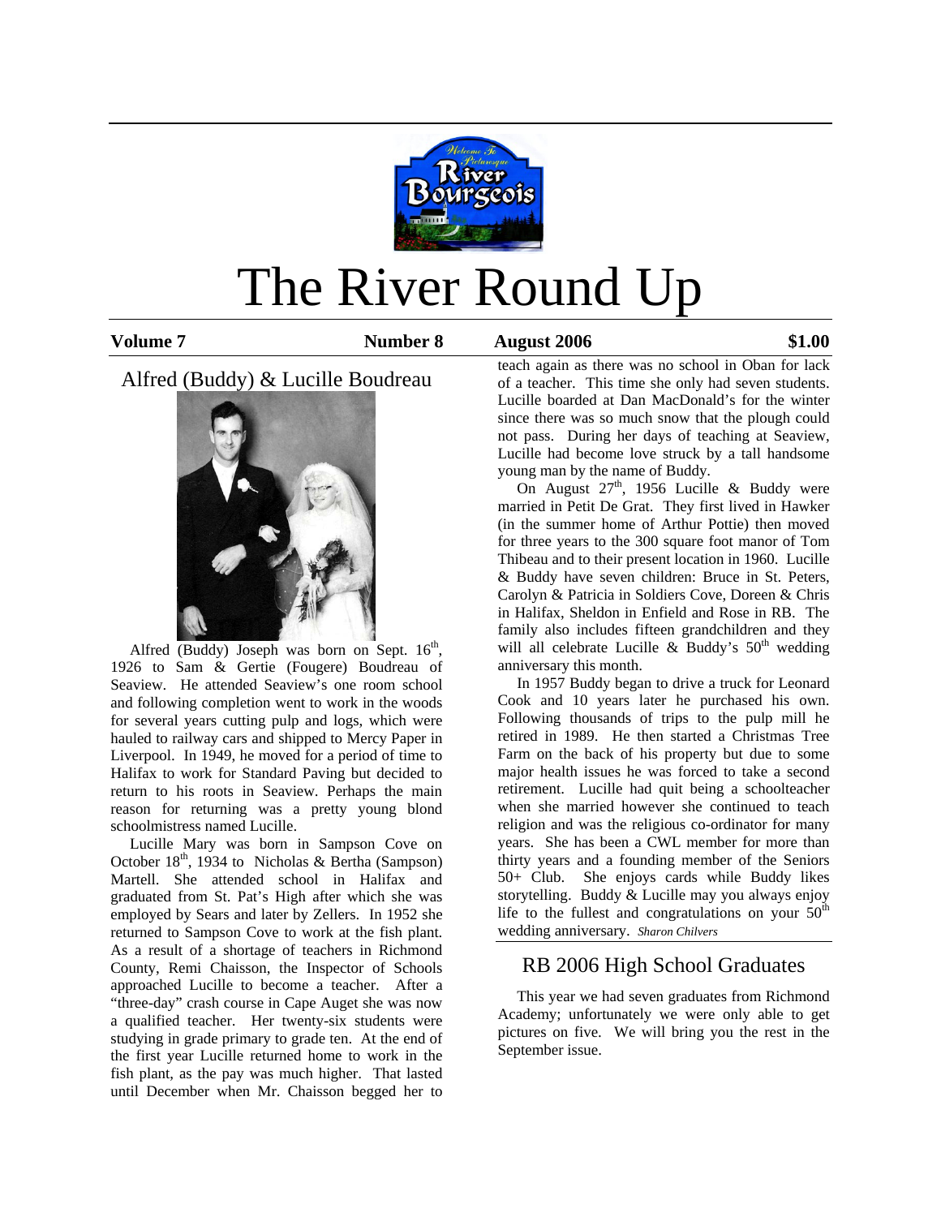# The River Round Up

**Volume 7** **Number 8** **August 2006** **$1.00**

## Alfred (Buddy) & Lucille Boudreau

Alfred (Buddy) Joseph was born on Sept. 16th, 1926 to Sam & Gertie (Fougere) Boudreau of Seaview. He attended Seaview's one room school and following completion went to work in the woods for several years cutting pulp and logs, which were hauled to railway cars and shipped to Mercy Paper in Liverpool. In 1949, he moved for a period of time to Halifax to work for Standard Paving but decided to return to his roots in Seaview. Perhaps the main reason for returning was a pretty young blond schoolmistress named Lucille.

Lucille Mary was born in Sampson Cove on October 18th, 1934 to Nicholas & Bertha (Sampson) Martell. She attended school in Halifax and graduated from St. Pat's High after which she was employed by Sears and later by Zellers. In 1952 she returned to Sampson Cove to work at the fish plant. As a result of a shortage of teachers in Richmond County, Remi Chaisson, the Inspector of Schools approached Lucille to become a teacher. After a "three-day" crash course in Cape Auget she was now a qualified teacher. Her twenty-six students were studying in grade primary to grade ten. At the end of the first year Lucille returned home to work in the fish plant, as the pay was much higher. That lasted until December when Mr. Chaisson begged her to teach again as there was no school in Oban for lack of a teacher. This time she only had seven students. Lucille boarded at Dan MacDonald's for the winter since there was so much snow that the plough could not pass. During her days of teaching at Seaview, Lucille had become love struck by a tall handsome young man by the name of Buddy.

On August 27th, 1956 Lucille & Buddy were married in Petit De Grat. They first lived in Hawker (in the summer home of Arthur Pottie) then moved for three years to the 300 square foot manor of Tom Thibeau and to their present location in 1960. Lucille & Buddy have seven children: Bruce in St. Peters, Carolyn & Patricia in Soldiers Cove, Doreen & Chris in Halifax, Sheldon in Enfield and Rose in RB. The family also includes fifteen grandchildren and they will all celebrate Lucille & Buddy's 50th wedding anniversary this month.

In 1957 Buddy began to drive a truck for Leonard Cook and 10 years later he purchased his own. Following thousands of trips to the pulp mill he retired in 1989. He then started a Christmas Tree Farm on the back of his property but due to some major health issues he was forced to take a second retirement. Lucille had quit being a schoolteacher when she married however she continued to teach religion and was the religious co-ordinator for many years. She has been a CWL member for more than thirty years and a founding member of the Seniors 50+ Club. She enjoys cards while Buddy likes storytelling. Buddy & Lucille may you always enjoy life to the fullest and congratulations on your 50th wedding anniversary. *Sharon Chilvers*

## RB 2006 High School Graduates

This year we had seven graduates from Richmond Academy; unfortunately we were only able to get pictures on five. We will bring you the rest in the September issue.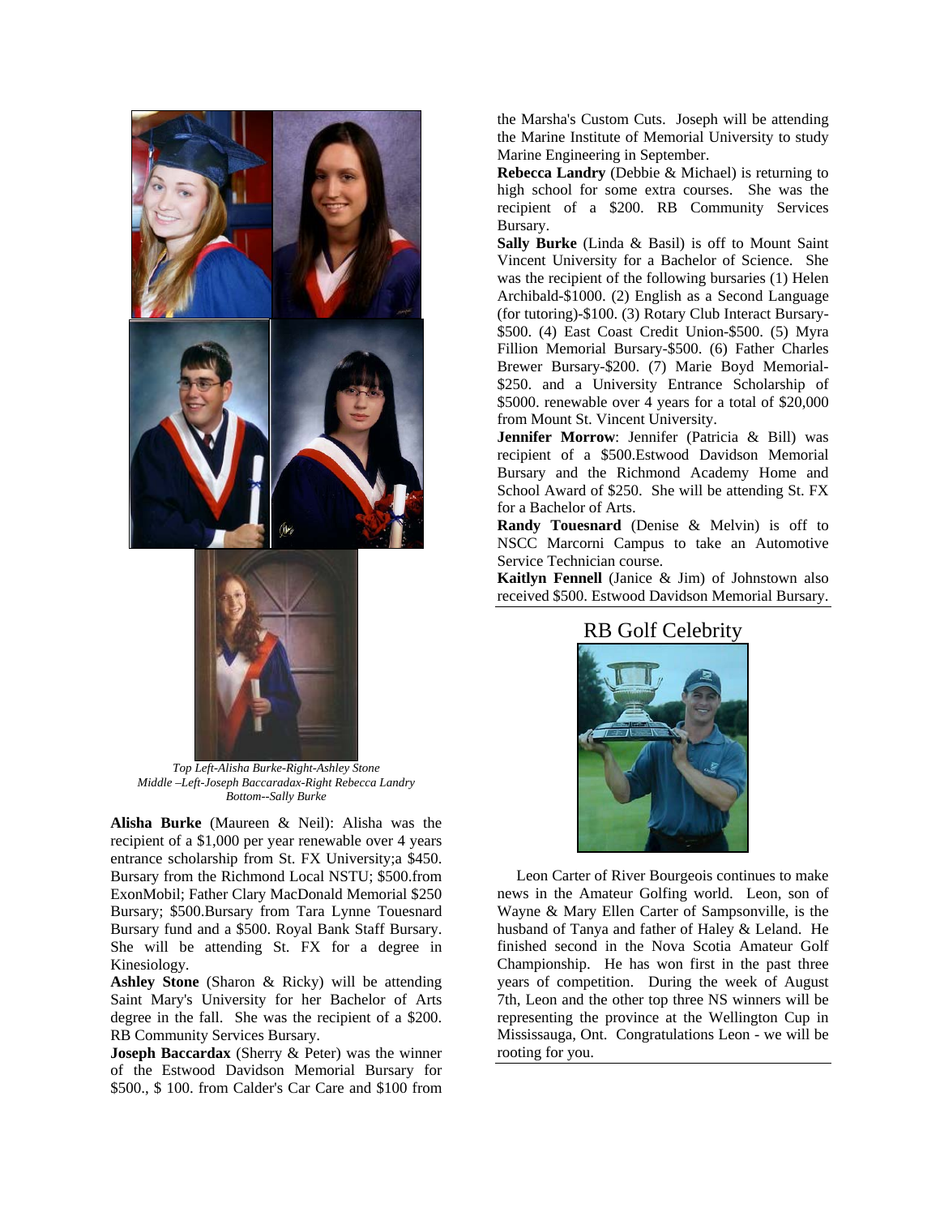*Top Left-Alisha Burke-Right-Ashley Stone*
*Middle –Left-Joseph Baccaradax-Right Rebecca Landry*
*Bottom--Sally Burke*

**Alisha Burke** (Maureen & Neil): Alisha was the recipient of a $1,000 per year renewable over 4 years entrance scholarship from St. FX University;a $450. Bursary from the Richmond Local NSTU; $500.from ExonMobil; Father Clary MacDonald Memorial $250 Bursary; $500.Bursary from Tara Lynne Touesnard Bursary fund and a $500. Royal Bank Staff Bursary. She will be attending St. FX for a degree in Kinesiology.

**Ashley Stone** (Sharon & Ricky) will be attending Saint Mary's University for her Bachelor of Arts degree in the fall. She was the recipient of a $200. RB Community Services Bursary.

**Joseph Baccardax** (Sherry & Peter) was the winner of the Estwood Davidson Memorial Bursary for $500., $ 100. from Calder's Car Care and $100 from the Marsha's Custom Cuts. Joseph will be attending the Marine Institute of Memorial University to study Marine Engineering in September.

**Rebecca Landry** (Debbie & Michael) is returning to high school for some extra courses. She was the recipient of a $200. RB Community Services Bursary.

**Sally Burke** (Linda & Basil) is off to Mount Saint Vincent University for a Bachelor of Science. She was the recipient of the following bursaries (1) Helen Archibald-$1000. (2) English as a Second Language (for tutoring)-$100. (3) Rotary Club Interact Bursary-$500. (4) East Coast Credit Union-$500. (5) Myra Fillion Memorial Bursary-$500. (6) Father Charles Brewer Bursary-$200. (7) Marie Boyd Memorial-$250. and a University Entrance Scholarship of $5000. renewable over 4 years for a total of $20,000 from Mount St. Vincent University.

**Jennifer Morrow**: Jennifer (Patricia & Bill) was recipient of a $500.Estwood Davidson Memorial Bursary and the Richmond Academy Home and School Award of $250. She will be attending St. FX for a Bachelor of Arts.

**Randy Touesnard** (Denise & Melvin) is off to NSCC Marcorni Campus to take an Automotive Service Technician course.

**Kaitlyn Fennell** (Janice & Jim) of Johnstown also received $500. Estwood Davidson Memorial Bursary.

## RB Golf Celebrity

Leon Carter of River Bourgeois continues to make news in the Amateur Golfing world. Leon, son of Wayne & Mary Ellen Carter of Sampsonville, is the husband of Tanya and father of Haley & Leland. He finished second in the Nova Scotia Amateur Golf Championship. He has won first in the past three years of competition. During the week of August 7th, Leon and the other top three NS winners will be representing the province at the Wellington Cup in Mississauga, Ont. Congratulations Leon - we will be rooting for you.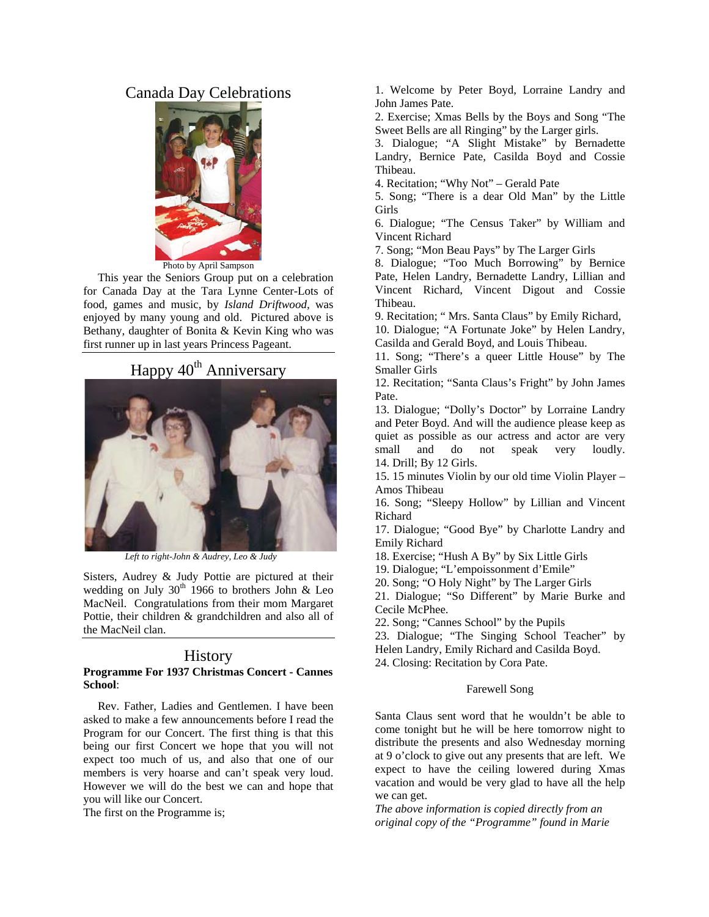## Canada Day Celebrations

Photo by April Sampson

This year the Seniors Group put on a celebration for Canada Day at the Tara Lynne Center-Lots of food, games and music, by *Island Driftwood*, was enjoyed by many young and old. Pictured above is Bethany, daughter of Bonita & Kevin King who was first runner up in last years Princess Pageant.

## Happy 40th Anniversary

*Left to right-John & Audrey, Leo & Judy*

Sisters, Audrey & Judy Pottie are pictured at their wedding on July 30th 1966 to brothers John & Leo MacNeil. Congratulations from their mom Margaret Pottie, their children & grandchildren and also all of the MacNeil clan.

## History

**Programme For 1937 Christmas Concert - Cannes School**:

Rev. Father, Ladies and Gentlemen. I have been asked to make a few announcements before I read the Program for our Concert. The first thing is that this being our first Concert we hope that you will not expect too much of us, and also that one of our members is very hoarse and can't speak very loud. However we will do the best we can and hope that you will like our Concert.

The first on the Programme is;

1. Welcome by Peter Boyd, Lorraine Landry and John James Pate.
2. Exercise; Xmas Bells by the Boys and Song "The Sweet Bells are all Ringing" by the Larger girls.
3. Dialogue; "A Slight Mistake" by Bernadette Landry, Bernice Pate, Casilda Boyd and Cossie Thibeau.
4. Recitation; "Why Not" – Gerald Pate
5. Song; "There is a dear Old Man" by the Little Girls
6. Dialogue; "The Census Taker" by William and Vincent Richard
7. Song; "Mon Beau Pays" by The Larger Girls
8. Dialogue; "Too Much Borrowing" by Bernice Pate, Helen Landry, Bernadette Landry, Lillian and Vincent Richard, Vincent Digout and Cossie Thibeau.
9. Recitation; " Mrs. Santa Claus" by Emily Richard,
10. Dialogue; "A Fortunate Joke" by Helen Landry, Casilda and Gerald Boyd, and Louis Thibeau.
11. Song; "There's a queer Little House" by The Smaller Girls
12. Recitation; "Santa Claus's Fright" by John James Pate.
13. Dialogue; "Dolly's Doctor" by Lorraine Landry and Peter Boyd. And will the audience please keep as quiet as possible as our actress and actor are very small and do not speak very loudly.
14. Drill; By 12 Girls.
15. 15 minutes Violin by our old time Violin Player – Amos Thibeau
16. Song; "Sleepy Hollow" by Lillian and Vincent Richard
17. Dialogue; "Good Bye" by Charlotte Landry and Emily Richard
18. Exercise; "Hush A By" by Six Little Girls
19. Dialogue; "L'empoissonnent d'Emile"
20. Song; "O Holy Night" by The Larger Girls
21. Dialogue; "So Different" by Marie Burke and Cecile McPhee.
22. Song; "Cannes School" by the Pupils
23. Dialogue; "The Singing School Teacher" by Helen Landry, Emily Richard and Casilda Boyd.
24. Closing: Recitation by Cora Pate.

Farewell Song

Santa Claus sent word that he wouldn't be able to come tonight but he will be here tomorrow night to distribute the presents and also Wednesday morning at 9 o'clock to give out any presents that are left. We expect to have the ceiling lowered during Xmas vacation and would be very glad to have all the help we can get.

*The above information is copied directly from an original copy of the "Programme" found in Marie*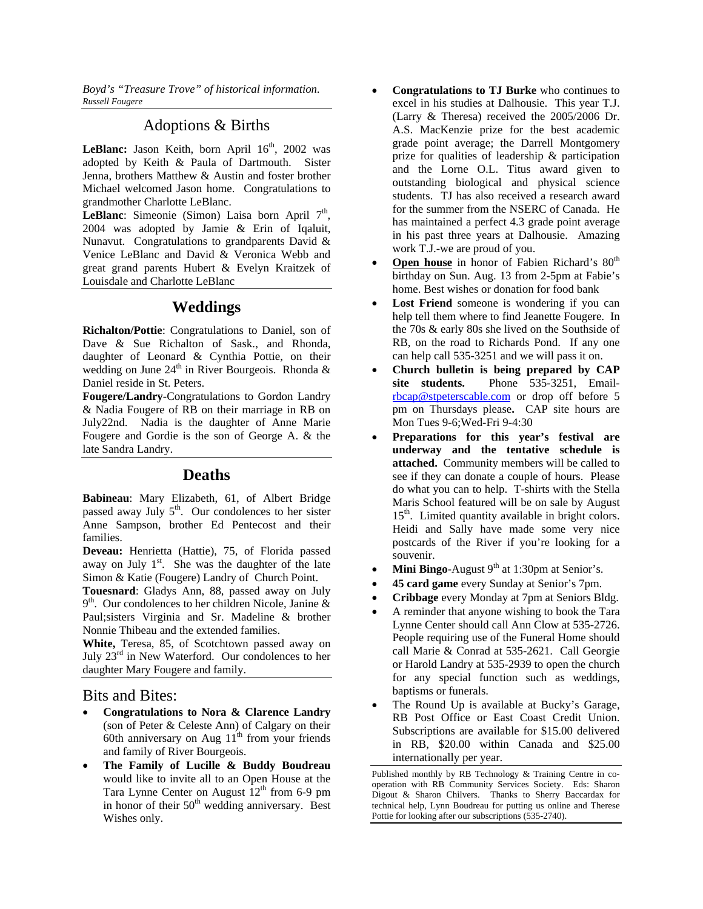*Boyd's "Treasure Trove" of historical information.*
*Russell Fougere*

## Adoptions & Births

**LeBlanc:** Jason Keith, born April 16th, 2002 was adopted by Keith & Paula of Dartmouth. Sister Jenna, brothers Matthew & Austin and foster brother Michael welcomed Jason home. Congratulations to grandmother Charlotte LeBlanc.

**LeBlanc**: Simeonie (Simon) Laisa born April 7th, 2004 was adopted by Jamie & Erin of Iqaluit, Nunavut. Congratulations to grandparents David & Venice LeBlanc and David & Veronica Webb and great grand parents Hubert & Evelyn Kraitzek of Louisdale and Charlotte LeBlanc

## Weddings

**Richalton/Pottie**: Congratulations to Daniel, son of Dave & Sue Richalton of Sask., and Rhonda, daughter of Leonard & Cynthia Pottie, on their wedding on June 24th in River Bourgeois. Rhonda & Daniel reside in St. Peters.

**Fougere/Landry**-Congratulations to Gordon Landry & Nadia Fougere of RB on their marriage in RB on July22nd. Nadia is the daughter of Anne Marie Fougere and Gordie is the son of George A. & the late Sandra Landry.

## Deaths

**Babineau**: Mary Elizabeth, 61, of Albert Bridge passed away July 5th. Our condolences to her sister Anne Sampson, brother Ed Pentecost and their families.

**Deveau:** Henrietta (Hattie), 75, of Florida passed away on July 1st. She was the daughter of the late Simon & Katie (Fougere) Landry of Church Point.

**Touesnard**: Gladys Ann, 88, passed away on July 9th. Our condolences to her children Nicole, Janine & Paul;sisters Virginia and Sr. Madeline & brother Nonnie Thibeau and the extended families.

**White,** Teresa, 85, of Scotchtown passed away on July 23rd in New Waterford. Our condolences to her daughter Mary Fougere and family.

## Bits and Bites:

- **Congratulations to Nora & Clarence Landry** (son of Peter & Celeste Ann) of Calgary on their 60th anniversary on Aug 11th from your friends and family of River Bourgeois.
- **The Family of Lucille & Buddy Boudreau** would like to invite all to an Open House at the Tara Lynne Center on August 12th from 6-9 pm in honor of their 50th wedding anniversary. Best Wishes only.
- **Congratulations to TJ Burke** who continues to excel in his studies at Dalhousie. This year T.J. (Larry & Theresa) received the 2005/2006 Dr. A.S. MacKenzie prize for the best academic grade point average; the Darrell Montgomery prize for qualities of leadership & participation and the Lorne O.L. Titus award given to outstanding biological and physical science students. TJ has also received a research award for the summer from the NSERC of Canada. He has maintained a perfect 4.3 grade point average in his past three years at Dalhousie. Amazing work T.J.-we are proud of you.
- **Open house** in honor of Fabien Richard's 80th birthday on Sun. Aug. 13 from 2-5pm at Fabie's home. Best wishes or donation for food bank
- **Lost Friend** someone is wondering if you can help tell them where to find Jeanette Fougere. In the 70s & early 80s she lived on the Southside of RB, on the road to Richards Pond. If any one can help call 535-3251 and we will pass it on.
- **Church bulletin is being prepared by CAP site students.** Phone 535-3251, Email-rbcap@stpeterscable.com or drop off before 5 pm on Thursdays please**.** CAP site hours are Mon Tues 9-6;Wed-Fri 9-4:30
- **Preparations for this year's festival are underway and the tentative schedule is attached.** Community members will be called to see if they can donate a couple of hours. Please do what you can to help. T-shirts with the Stella Maris School featured will be on sale by August 15th. Limited quantity available in bright colors. Heidi and Sally have made some very nice postcards of the River if you're looking for a souvenir.
- **Mini Bingo**-August 9th at 1:30pm at Senior's.
- **45 card game** every Sunday at Senior's 7pm.
- **Cribbage** every Monday at 7pm at Seniors Bldg.
- A reminder that anyone wishing to book the Tara Lynne Center should call Ann Clow at 535-2726. People requiring use of the Funeral Home should call Marie & Conrad at 535-2621. Call Georgie or Harold Landry at 535-2939 to open the church for any special function such as weddings, baptisms or funerals.
- The Round Up is available at Bucky's Garage, RB Post Office or East Coast Credit Union. Subscriptions are available for $15.00 delivered in RB, $20.00 within Canada and $25.00 internationally per year.

Published monthly by RB Technology & Training Centre in co-operation with RB Community Services Society. Eds: Sharon Digout & Sharon Chilvers. Thanks to Sherry Baccardax for technical help, Lynn Boudreau for putting us online and Therese Pottie for looking after our subscriptions (535-2740).